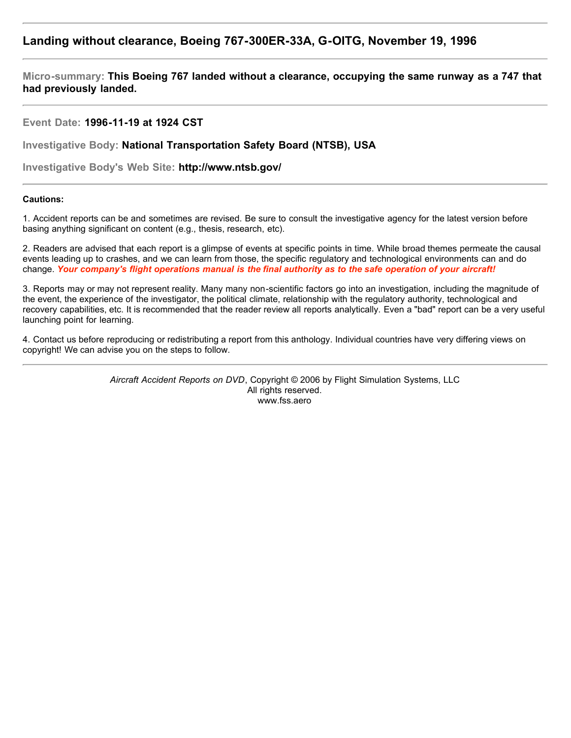---

## Landing without clearance, Boeing 767-300ER-33A, G-OITG, November 19, 1996

---

**Micro-summary: This Boeing 767 landed without a clearance, occupying the same runway as a 747 that had previously landed.**

---

**Event Date: 1996-11-19 at 1924 CST**

**Investigative Body: National Transportation Safety Board (NTSB), USA**

**Investigative Body's Web Site: http://www.ntsb.gov/**

---

**Cautions:**

1. Accident reports can be and sometimes are revised. Be sure to consult the investigative agency for the latest version before basing anything significant on content (e.g., thesis, research, etc).

2. Readers are advised that each report is a glimpse of events at specific points in time. While broad themes permeate the causal events leading up to crashes, and we can learn from those, the specific regulatory and technological environments can and do change. ***Your company's flight operations manual is the final authority as to the safe operation of your aircraft!***

3. Reports may or may not represent reality. Many many non-scientific factors go into an investigation, including the magnitude of the event, the experience of the investigator, the political climate, relationship with the regulatory authority, technological and recovery capabilities, etc. It is recommended that the reader review all reports analytically. Even a "bad" report can be a very useful launching point for learning.

4. Contact us before reproducing or redistributing a report from this anthology. Individual countries have very differing views on copyright! We can advise you on the steps to follow.

---

*Aircraft Accident Reports on DVD*, Copyright © 2006 by Flight Simulation Systems, LLC
All rights reserved.
www.fss.aero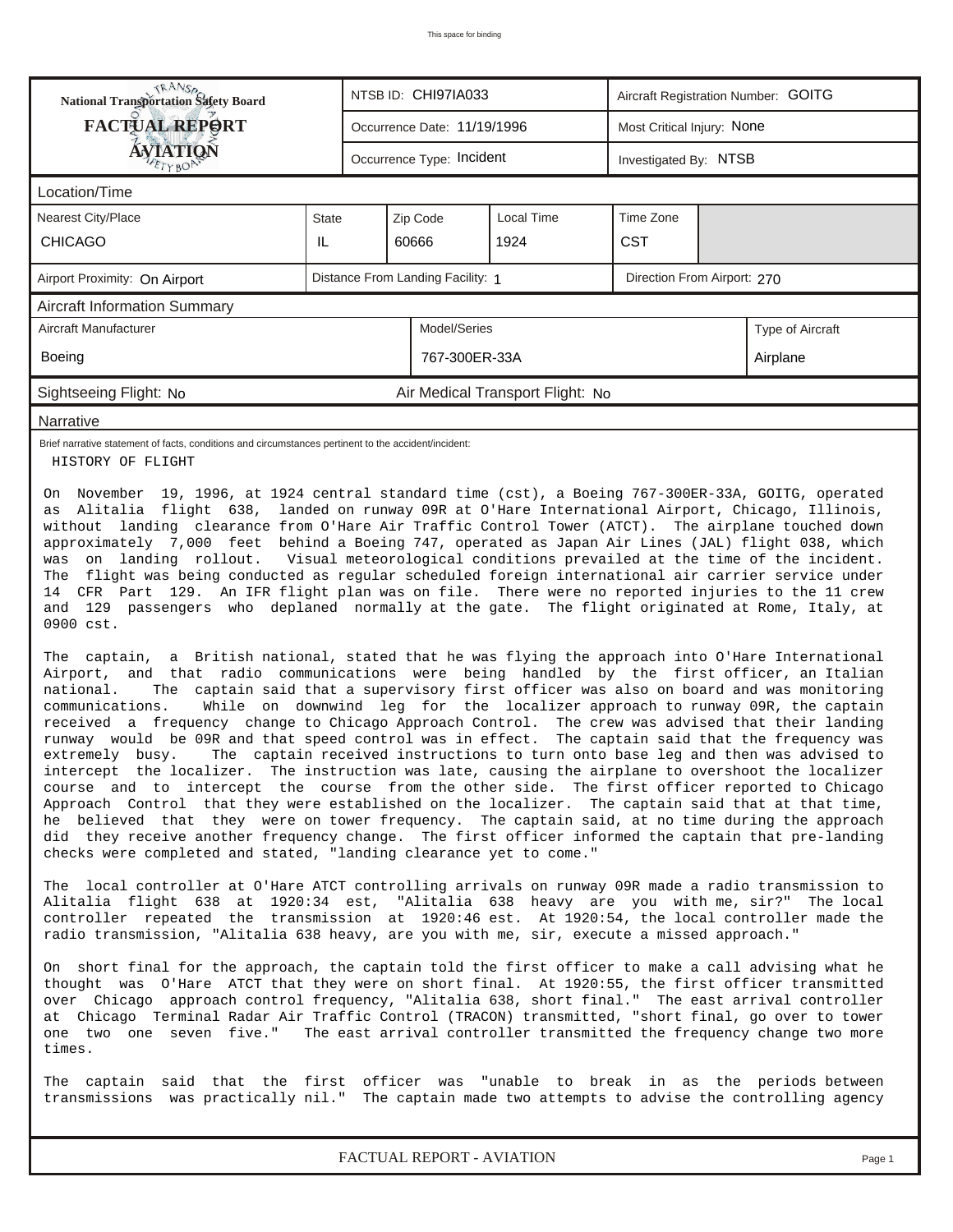"This space for binding" omitted? It's a header-like note; omit.

| National Transportation Safety Board FACTUAL REPORT AVIATION | NTSB ID: CHI97IA033 | Aircraft Registration Number: GOITG |
|---|---|---|
| | Occurrence Date: 11/19/1996 | Most Critical Injury: None |
| | Occurrence Type: Incident | Investigated By: NTSB |

**Location/Time**

| Nearest City/Place | State | Zip Code | Local Time | Time Zone |
|---|---|---|---|---|
| CHICAGO | IL | 60666 | 1924 | CST |

| Airport Proximity: On Airport | Distance From Landing Facility: 1 | Direction From Airport: 270 |
|---|---|---|

**Aircraft Information Summary**

| Aircraft Manufacturer | Model/Series | Type of Aircraft |
|---|---|---|
| Boeing | 767-300ER-33A | Airplane |

| Sightseeing Flight: No | Air Medical Transport Flight: No |
|---|---|

**Narrative**

Brief narrative statement of facts, conditions and circumstances pertinent to the accident/incident:

HISTORY OF FLIGHT

On November 19, 1996, at 1924 central standard time (cst), a Boeing 767-300ER-33A, GOITG, operated as Alitalia flight 638, landed on runway 09R at O'Hare International Airport, Chicago, Illinois, without landing clearance from O'Hare Air Traffic Control Tower (ATCT). The airplane touched down approximately 7,000 feet behind a Boeing 747, operated as Japan Air Lines (JAL) flight 038, which was on landing rollout. Visual meteorological conditions prevailed at the time of the incident. The flight was being conducted as regular scheduled foreign international air carrier service under 14 CFR Part 129. An IFR flight plan was on file. There were no reported injuries to the 11 crew and 129 passengers who deplaned normally at the gate. The flight originated at Rome, Italy, at 0900 cst.

The captain, a British national, stated that he was flying the approach into O'Hare International Airport, and that radio communications were being handled by the first officer, an Italian national. The captain said that a supervisory first officer was also on board and was monitoring communications. While on downwind leg for the localizer approach to runway 09R, the captain received a frequency change to Chicago Approach Control. The crew was advised that their landing runway would be 09R and that speed control was in effect. The captain said that the frequency was extremely busy. The captain received instructions to turn onto base leg and then was advised to intercept the localizer. The instruction was late, causing the airplane to overshoot the localizer course and to intercept the course from the other side. The first officer reported to Chicago Approach Control that they were established on the localizer. The captain said that at that time, he believed that they were on tower frequency. The captain said, at no time during the approach did they receive another frequency change. The first officer informed the captain that pre-landing checks were completed and stated, "landing clearance yet to come."

The local controller at O'Hare ATCT controlling arrivals on runway 09R made a radio transmission to Alitalia flight 638 at 1920:34 est, "Alitalia 638 heavy are you with me, sir?" The local controller repeated the transmission at 1920:46 est. At 1920:54, the local controller made the radio transmission, "Alitalia 638 heavy, are you with me, sir, execute a missed approach."

On short final for the approach, the captain told the first officer to make a call advising what he thought was O'Hare ATCT that they were on short final. At 1920:55, the first officer transmitted over Chicago approach control frequency, "Alitalia 638, short final." The east arrival controller at Chicago Terminal Radar Air Traffic Control (TRACON) transmitted, "short final, go over to tower one two one seven five." The east arrival controller transmitted the frequency change two more times.

The captain said that the first officer was "unable to break in as the periods between transmissions was practically nil." The captain made two attempts to advise the controlling agency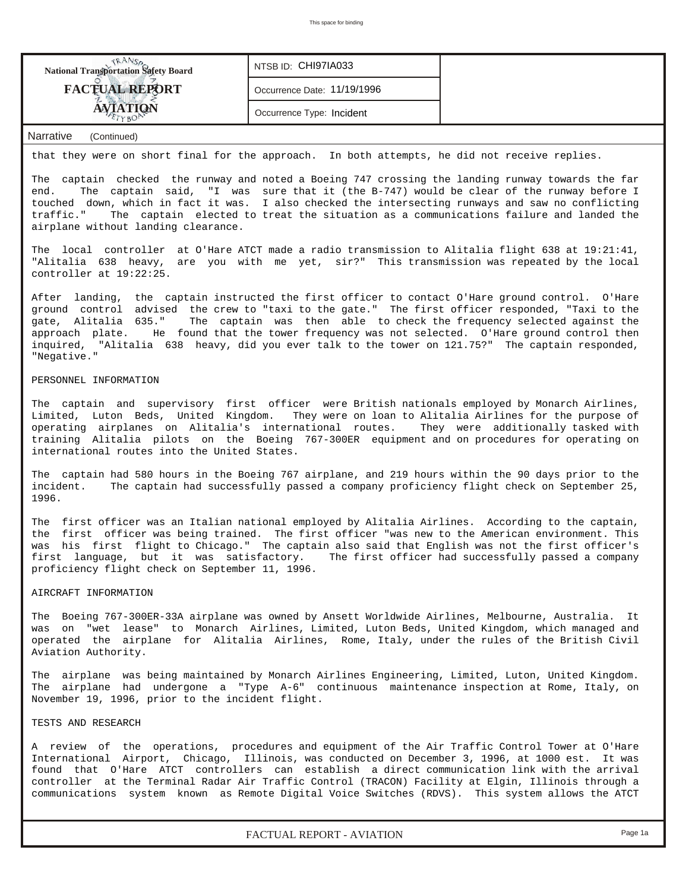| National Transportation Safety Board FACTUAL REPORT AVIATION | NTSB ID: CHI97IA033 | |
|---|---|---|
| | Occurrence Date: 11/19/1996 | |
| | Occurrence Type: Incident | |

Narrative (Continued)

that they were on short final for the approach. In both attempts, he did not receive replies.

The captain checked the runway and noted a Boeing 747 crossing the landing runway towards the far end. The captain said, "I was sure that it (the B-747) would be clear of the runway before I touched down, which in fact it was. I also checked the intersecting runways and saw no conflicting traffic." The captain elected to treat the situation as a communications failure and landed the airplane without landing clearance.

The local controller at O'Hare ATCT made a radio transmission to Alitalia flight 638 at 19:21:41, "Alitalia 638 heavy, are you with me yet, sir?" This transmission was repeated by the local controller at 19:22:25.

After landing, the captain instructed the first officer to contact O'Hare ground control. O'Hare ground control advised the crew to "taxi to the gate." The first officer responded, "Taxi to the gate, Alitalia 635." The captain was then able to check the frequency selected against the approach plate. He found that the tower frequency was not selected. O'Hare ground control then inquired, "Alitalia 638 heavy, did you ever talk to the tower on 121.75?" The captain responded, "Negative."

PERSONNEL INFORMATION

The captain and supervisory first officer were British nationals employed by Monarch Airlines, Limited, Luton Beds, United Kingdom. They were on loan to Alitalia Airlines for the purpose of operating airplanes on Alitalia's international routes. They were additionally tasked with training Alitalia pilots on the Boeing 767-300ER equipment and on procedures for operating on international routes into the United States.

The captain had 580 hours in the Boeing 767 airplane, and 219 hours within the 90 days prior to the incident. The captain had successfully passed a company proficiency flight check on September 25, 1996.

The first officer was an Italian national employed by Alitalia Airlines. According to the captain, the first officer was being trained. The first officer "was new to the American environment. This was his first flight to Chicago." The captain also said that English was not the first officer's first language, but it was satisfactory. The first officer had successfully passed a company proficiency flight check on September 11, 1996.

AIRCRAFT INFORMATION

The Boeing 767-300ER-33A airplane was owned by Ansett Worldwide Airlines, Melbourne, Australia. It was on "wet lease" to Monarch Airlines, Limited, Luton Beds, United Kingdom, which managed and operated the airplane for Alitalia Airlines, Rome, Italy, under the rules of the British Civil Aviation Authority.

The airplane was being maintained by Monarch Airlines Engineering, Limited, Luton, United Kingdom. The airplane had undergone a "Type A-6" continuous maintenance inspection at Rome, Italy, on November 19, 1996, prior to the incident flight.

TESTS AND RESEARCH

A review of the operations, procedures and equipment of the Air Traffic Control Tower at O'Hare International Airport, Chicago, Illinois, was conducted on December 3, 1996, at 1000 est. It was found that O'Hare ATCT controllers can establish a direct communication link with the arrival controller at the Terminal Radar Air Traffic Control (TRACON) Facility at Elgin, Illinois through a communications system known as Remote Digital Voice Switches (RDVS). This system allows the ATCT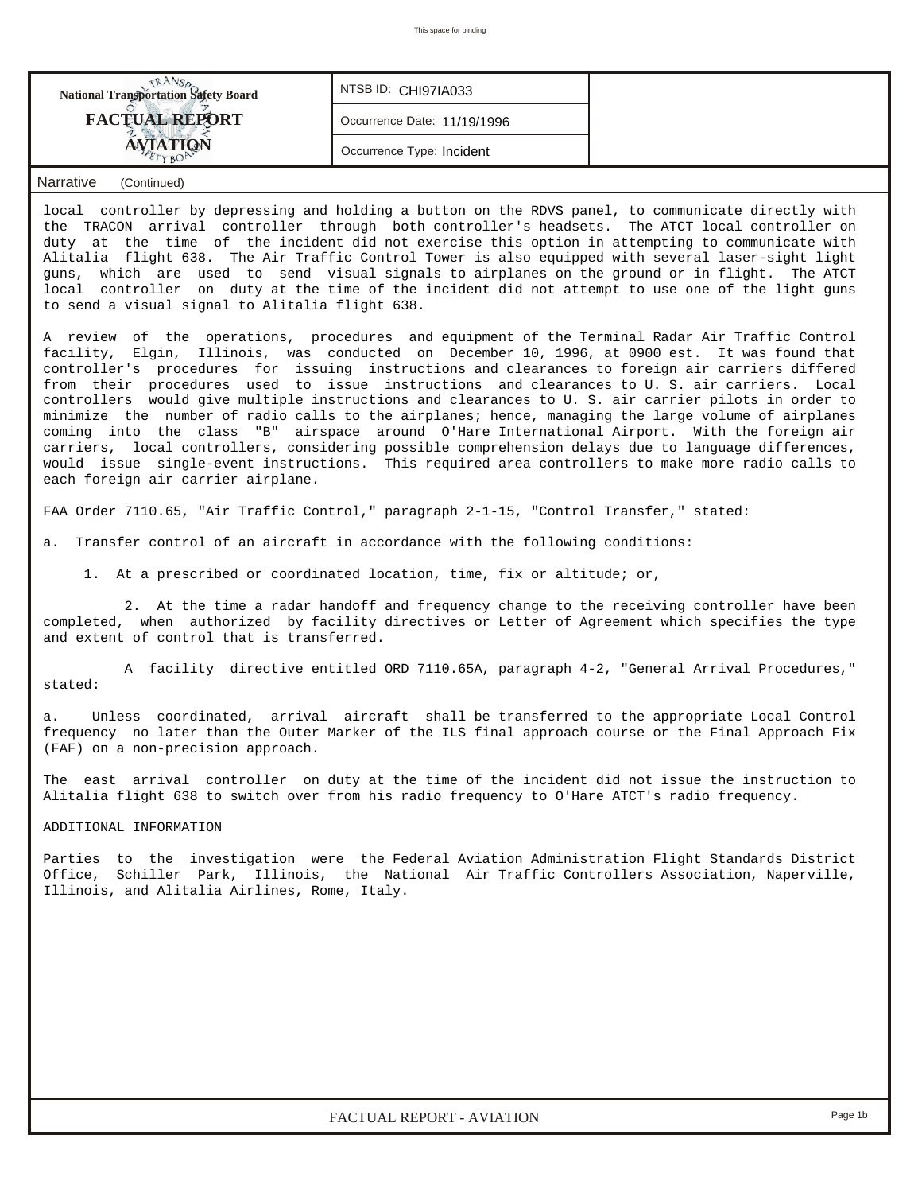| National Transportation Safety Board FACTUAL REPORT AVIATION | NTSB ID: CHI97IA033 | |
|---|---|---|
| | Occurrence Date: 11/19/1996 | |
| | Occurrence Type: Incident | |

Narrative (Continued)

local controller by depressing and holding a button on the RDVS panel, to communicate directly with the TRACON arrival controller through both controller's headsets. The ATCT local controller on duty at the time of the incident did not exercise this option in attempting to communicate with Alitalia flight 638. The Air Traffic Control Tower is also equipped with several laser-sight light guns, which are used to send visual signals to airplanes on the ground or in flight. The ATCT local controller on duty at the time of the incident did not attempt to use one of the light guns to send a visual signal to Alitalia flight 638.

A review of the operations, procedures and equipment of the Terminal Radar Air Traffic Control facility, Elgin, Illinois, was conducted on December 10, 1996, at 0900 est. It was found that controller's procedures for issuing instructions and clearances to foreign air carriers differed from their procedures used to issue instructions and clearances to U. S. air carriers. Local controllers would give multiple instructions and clearances to U. S. air carrier pilots in order to minimize the number of radio calls to the airplanes; hence, managing the large volume of airplanes coming into the class "B" airspace around O'Hare International Airport. With the foreign air carriers, local controllers, considering possible comprehension delays due to language differences, would issue single-event instructions. This required area controllers to make more radio calls to each foreign air carrier airplane.

FAA Order 7110.65, "Air Traffic Control," paragraph 2-1-15, "Control Transfer," stated:

a. Transfer control of an aircraft in accordance with the following conditions:

1. At a prescribed or coordinated location, time, fix or altitude; or,

2. At the time a radar handoff and frequency change to the receiving controller have been completed, when authorized by facility directives or Letter of Agreement which specifies the type and extent of control that is transferred.

A facility directive entitled ORD 7110.65A, paragraph 4-2, "General Arrival Procedures," stated:

a. Unless coordinated, arrival aircraft shall be transferred to the appropriate Local Control frequency no later than the Outer Marker of the ILS final approach course or the Final Approach Fix (FAF) on a non-precision approach.

The east arrival controller on duty at the time of the incident did not issue the instruction to Alitalia flight 638 to switch over from his radio frequency to O'Hare ATCT's radio frequency.

ADDITIONAL INFORMATION

Parties to the investigation were the Federal Aviation Administration Flight Standards District Office, Schiller Park, Illinois, the National Air Traffic Controllers Association, Naperville, Illinois, and Alitalia Airlines, Rome, Italy.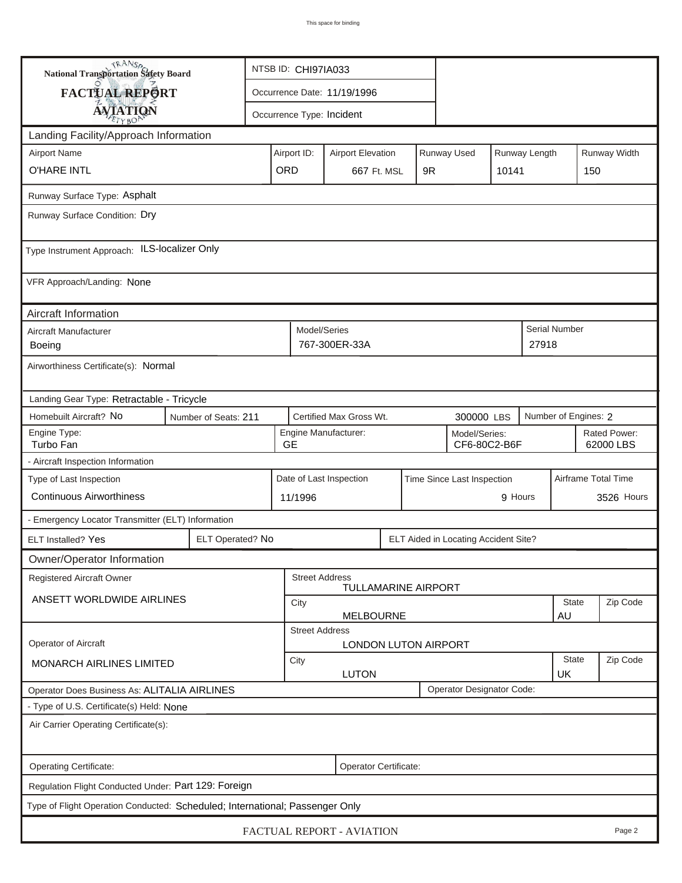**National Transportation Safety Board**
**FACTUAL REPORT**
**AVIATION**

| NTSB ID: CHI97IA033 |
|---|
| Occurrence Date: 11/19/1996 |
| Occurrence Type: Incident |

## Landing Facility/Approach Information

| Airport Name | Airport ID: | Airport Elevation | Runway Used | Runway Length | Runway Width |
|---|---|---|---|---|---|
| O'HARE INTL | ORD | 667 Ft. MSL | 9R | 10141 | 150 |

Runway Surface Type: Asphalt

Runway Surface Condition: Dry

Type Instrument Approach: ILS-localizer Only

VFR Approach/Landing: None

## Aircraft Information

| Aircraft Manufacturer | Model/Series | Serial Number |
|---|---|---|
| Boeing | 767-300ER-33A | 27918 |

Airworthiness Certificate(s): Normal

Landing Gear Type: Retractable - Tricycle

| Homebuilt Aircraft? | Number of Seats: | Certified Max Gross Wt. | Number of Engines: |
|---|---|---|---|
| No | 211 | 300000 LBS | 2 |

| Engine Type: | Engine Manufacturer: | Model/Series: | Rated Power: |
|---|---|---|---|
| Turbo Fan | GE | CF6-80C2-B6F | 62000 LBS |

- Aircraft Inspection Information

| Type of Last Inspection | Date of Last Inspection | Time Since Last Inspection | Airframe Total Time |
|---|---|---|---|
| Continuous Airworthiness | 11/1996 | 9 Hours | 3526 Hours |

- Emergency Locator Transmitter (ELT) Information

| ELT Installed? | ELT Operated? | ELT Aided in Locating Accident Site? |
|---|---|---|
| Yes | No | |

## Owner/Operator Information

| Registered Aircraft Owner | Street Address | City | State | Zip Code |
|---|---|---|---|---|
| ANSETT WORLDWIDE AIRLINES | TULLAMARINE AIRPORT | MELBOURNE | AU | |

| Operator of Aircraft | Street Address | City | State | Zip Code |
|---|---|---|---|---|
| MONARCH AIRLINES LIMITED | LONDON LUTON AIRPORT | LUTON | UK | |

Operator Does Business As: ALITALIA AIRLINES

Operator Designator Code:

- Type of U.S. Certificate(s) Held: None

Air Carrier Operating Certificate(s):

Operating Certificate:

Operator Certificate:

Regulation Flight Conducted Under: Part 129: Foreign

Type of Flight Operation Conducted: Scheduled; International; Passenger Only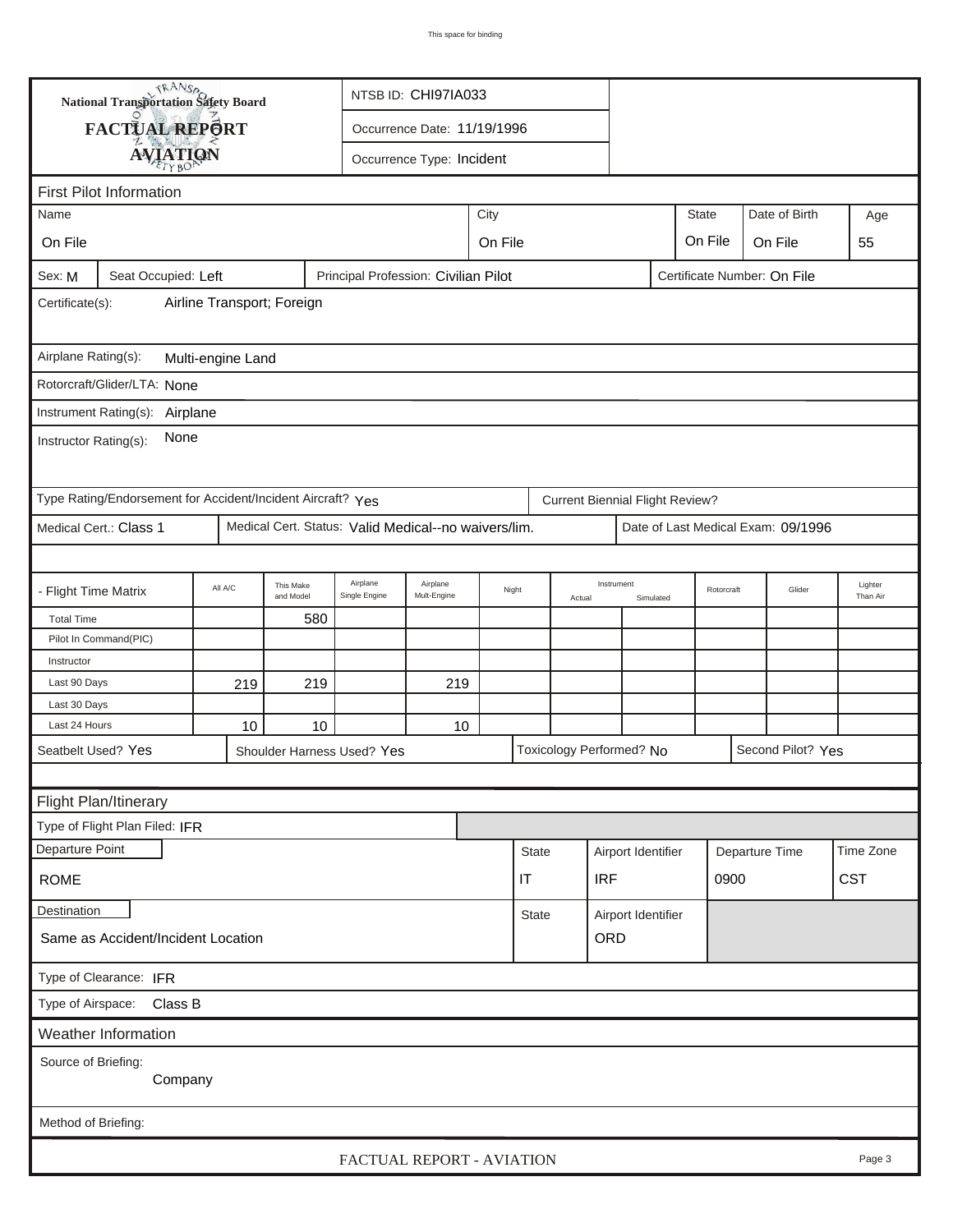This space for binding

**National Transportation Safety Board**
**FACTUAL REPORT**
**AVIATION**

NTSB ID: CHI97IA033

Occurrence Date: 11/19/1996

Occurrence Type: Incident

## First Pilot Information

| Name | City | State | Date of Birth | Age |
|---|---|---|---|---|
| On File | On File | On File | On File | 55 |

Sex: M | Seat Occupied: Left | Principal Profession: Civilian Pilot | Certificate Number: On File

Certificate(s): Airline Transport; Foreign

Airplane Rating(s): Multi-engine Land

Rotorcraft/Glider/LTA: None

Instrument Rating(s): Airplane

Instructor Rating(s): None

Type Rating/Endorsement for Accident/Incident Aircraft? Yes | Current Biennial Flight Review?

Medical Cert.: Class 1 | Medical Cert. Status: Valid Medical--no waivers/lim. | Date of Last Medical Exam: 09/1996

| - Flight Time Matrix | All A/C | This Make and Model | Airplane Single Engine | Airplane Mult-Engine | Night | Instrument Actual | Instrument Simulated | Rotorcraft | Glider | Lighter Than Air |
|---|---|---|---|---|---|---|---|---|---|---|
| Total Time | | 580 | | | | | | | | |
| Pilot In Command(PIC) | | | | | | | | | | |
| Instructor | | | | | | | | | | |
| Last 90 Days | 219 | 219 | | 219 | | | | | | |
| Last 30 Days | | | | | | | | | | |
| Last 24 Hours | 10 | 10 | | 10 | | | | | | |

Seatbelt Used? Yes | Shoulder Harness Used? Yes | Toxicology Performed? No | Second Pilot? Yes

## Flight Plan/Itinerary

Type of Flight Plan Filed: IFR

| Departure Point | State | Airport Identifier | Departure Time | Time Zone |
|---|---|---|---|---|
| ROME | IT | IRF | 0900 | CST |

| Destination | State | Airport Identifier |
|---|---|---|
| Same as Accident/Incident Location | | ORD |

Type of Clearance: IFR

Type of Airspace: Class B

## Weather Information

Source of Briefing: Company

Method of Briefing:

FACTUAL REPORT - AVIATION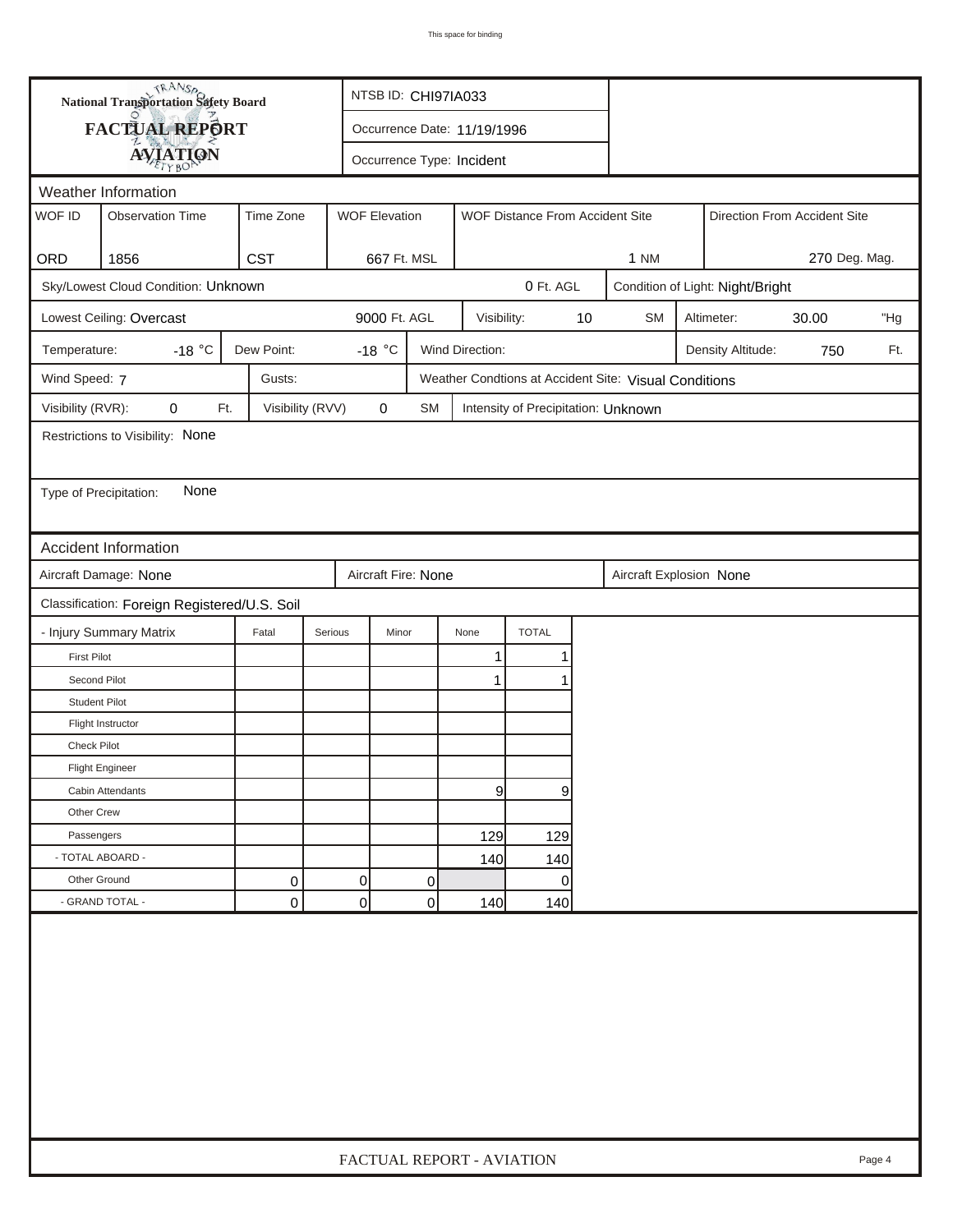National Transportation Safety Board

**FACTUAL REPORT**

**AVIATION**

NTSB ID: CHI97IA033

Occurrence Date: 11/19/1996

Occurrence Type: Incident

## Weather Information

| WOF ID | Observation Time | Time Zone | WOF Elevation | WOF Distance From Accident Site | Direction From Accident Site |
|---|---|---|---|---|---|
| ORD | 1856 | CST | 667 Ft. MSL | 1 NM | 270 Deg. Mag. |

Sky/Lowest Cloud Condition: Unknown | 0 Ft. AGL | Condition of Light: Night/Bright

Lowest Ceiling: Overcast | 9000 Ft. AGL | Visibility: 10 SM | Altimeter: 30.00 "Hg

Temperature: -18 °C | Dew Point: -18 °C | Wind Direction: | Density Altitude: 750 Ft.

Wind Speed: 7 | Gusts: | Weather Condtions at Accident Site: Visual Conditions

Visibility (RVR): 0 Ft. | Visibility (RVV) 0 SM | Intensity of Precipitation: Unknown

Restrictions to Visibility: None

Type of Precipitation: None

## Accident Information

Aircraft Damage: None | Aircraft Fire: None | Aircraft Explosion None

Classification: Foreign Registered/U.S. Soil

| - Injury Summary Matrix | Fatal | Serious | Minor | None | TOTAL |
|---|---|---|---|---|---|
| First Pilot | | | | 1 | 1 |
| Second Pilot | | | | 1 | 1 |
| Student Pilot | | | | | |
| Flight Instructor | | | | | |
| Check Pilot | | | | | |
| Flight Engineer | | | | | |
| Cabin Attendants | | | | 9 | 9 |
| Other Crew | | | | | |
| Passengers | | | | 129 | 129 |
| - TOTAL ABOARD - | | | | 140 | 140 |
| Other Ground | 0 | 0 | 0 | | 0 |
| - GRAND TOTAL - | 0 | 0 | 0 | 140 | 140 |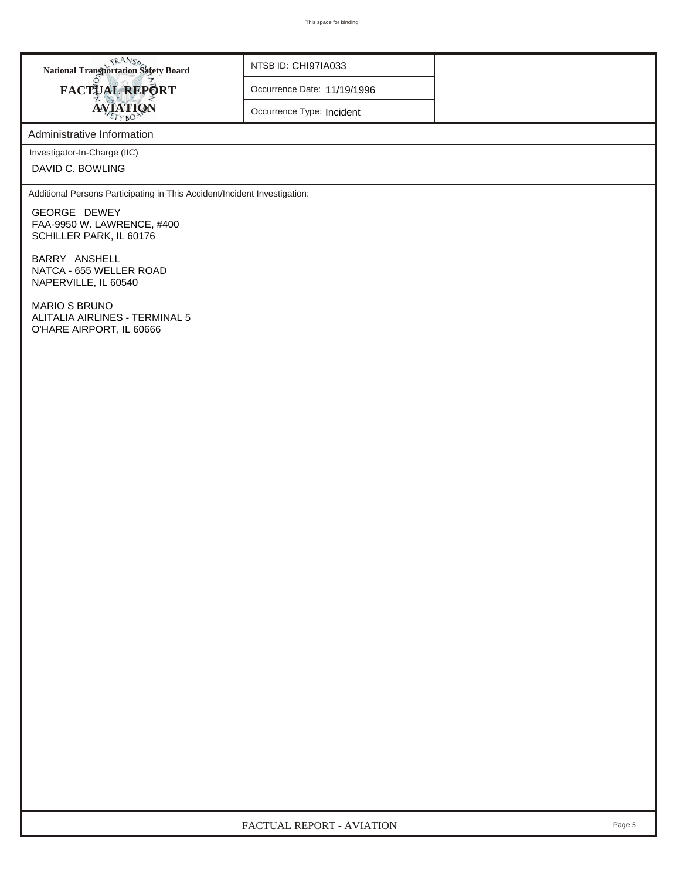National Transportation Safety Board

**FACTUAL REPORT**

**AVIATION**

| | |
|---|---|
| NTSB ID: CHI97IA033 | |
| Occurrence Date: 11/19/1996 | |
| Occurrence Type: Incident | |

## Administrative Information

Investigator-In-Charge (IIC)

DAVID C. BOWLING

Additional Persons Participating in This Accident/Incident Investigation:

GEORGE DEWEY
FAA-9950 W. LAWRENCE, #400
SCHILLER PARK, IL 60176

BARRY ANSHELL
NATCA - 655 WELLER ROAD
NAPERVILLE, IL 60540

MARIO S BRUNO
ALITALIA AIRLINES - TERMINAL 5
O'HARE AIRPORT, IL 60666